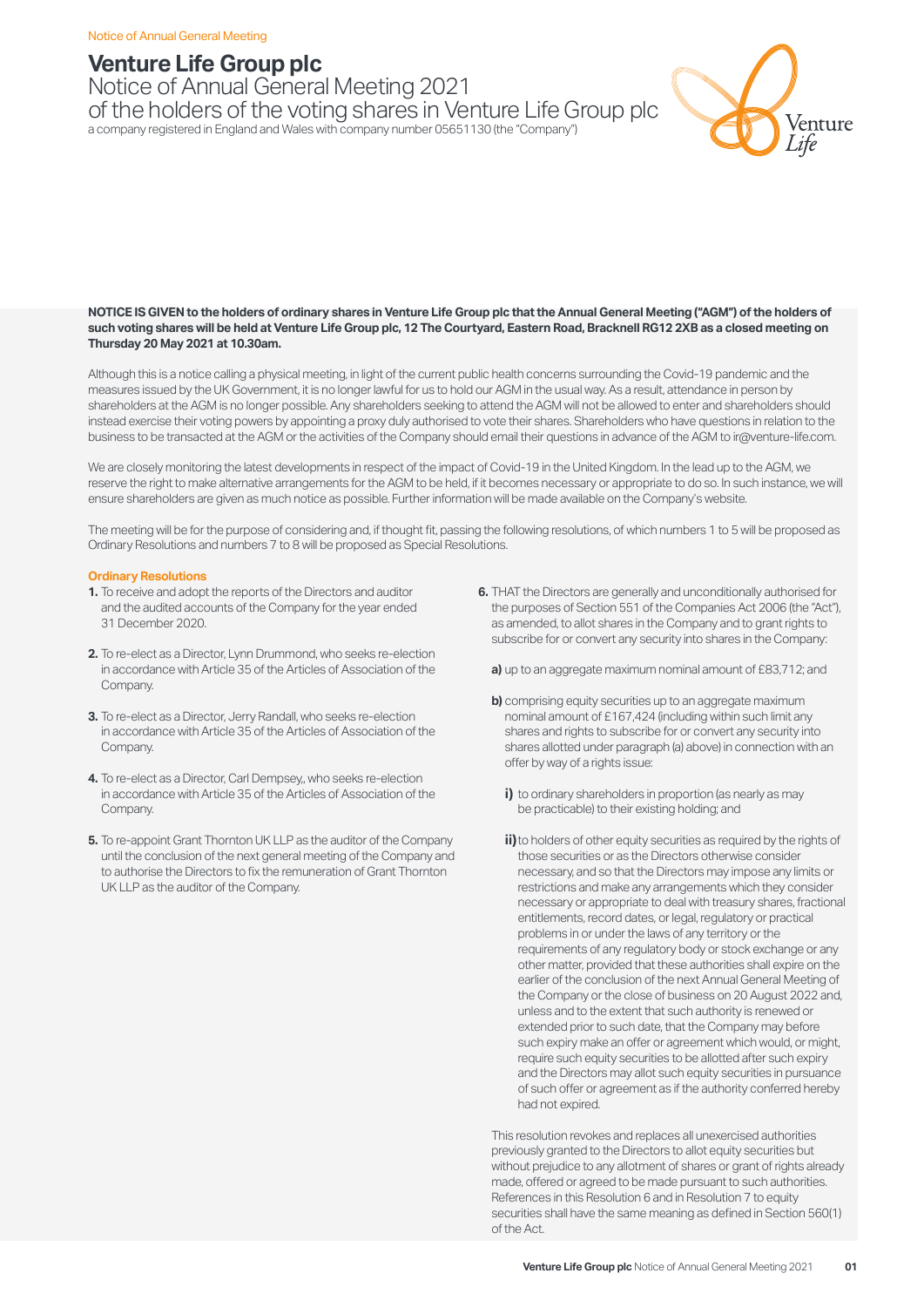# Venture Life Group plc

## Notice of Annual General Meeting 2021 of the holders of the voting shares in Venture Life Group plc

a company registered in England and Wales with company number 05651130 (the "Company")

**NOTICE IS GIVEN to the holders of ordinary shares in Venture Life Group plc that the Annual General Meeting ("AGM") of the holders of such voting shares will be held at Venture Life Group plc, 12 The Courtyard, Eastern Road, Bracknell RG12 2XB as a closed meeting on Thursday 20 May 2021 at 10.30am.**

Although this is a notice calling a physical meeting, in light of the current public health concerns surrounding the Covid-19 pandemic and the measures issued by the UK Government, it is no longer lawful for us to hold our AGM in the usual way. As a result, attendance in person by shareholders at the AGM is no longer possible. Any shareholders seeking to attend the AGM will not be allowed to enter and shareholders should instead exercise their voting powers by appointing a proxy duly authorised to vote their shares. Shareholders who have questions in relation to the business to be transacted at the AGM or the activities of the Company should email their questions in advance of the AGM to ir@venture-life.com.

We are closely monitoring the latest developments in respect of the impact of Covid-19 in the United Kingdom. In the lead up to the AGM, we reserve the right to make alternative arrangements for the AGM to be held, if it becomes necessary or appropriate to do so. In such instance, we will ensure shareholders are given as much notice as possible. Further information will be made available on the Company's website.

The meeting will be for the purpose of considering and, if thought fit, passing the following resolutions, of which numbers 1 to 5 will be proposed as Ordinary Resolutions and numbers 7 to 8 will be proposed as Special Resolutions.

### Ordinary Resolutions

**1.** To receive and adopt the reports of the Directors and auditor and the audited accounts of the Company for the year ended 31 December 2020.

**2.** To re-elect as a Director, Lynn Drummond, who seeks re-election in accordance with Article 35 of the Articles of Association of the Company.

**3.** To re-elect as a Director, Jerry Randall, who seeks re-election in accordance with Article 35 of the Articles of Association of the Company.

**4.** To re-elect as a Director, Carl Dempsey,, who seeks re-election in accordance with Article 35 of the Articles of Association of the Company.

**5.** To re-appoint Grant Thornton UK LLP as the auditor of the Company until the conclusion of the next general meeting of the Company and to authorise the Directors to fix the remuneration of Grant Thornton UK LLP as the auditor of the Company.

**6.** THAT the Directors are generally and unconditionally authorised for the purposes of Section 551 of the Companies Act 2006 (the "Act"), as amended, to allot shares in the Company and to grant rights to subscribe for or convert any security into shares in the Company:

**a)** up to an aggregate maximum nominal amount of £83,712; and

**b)** comprising equity securities up to an aggregate maximum nominal amount of £167,424 (including within such limit any shares and rights to subscribe for or convert any security into shares allotted under paragraph (a) above) in connection with an offer by way of a rights issue:

**i)** to ordinary shareholders in proportion (as nearly as may be practicable) to their existing holding; and

**ii)** to holders of other equity securities as required by the rights of those securities or as the Directors otherwise consider necessary, and so that the Directors may impose any limits or restrictions and make any arrangements which they consider necessary or appropriate to deal with treasury shares, fractional entitlements, record dates, or legal, regulatory or practical problems in or under the laws of any territory or the requirements of any regulatory body or stock exchange or any other matter, provided that these authorities shall expire on the earlier of the conclusion of the next Annual General Meeting of the Company or the close of business on 20 August 2022 and, unless and to the extent that such authority is renewed or extended prior to such date, that the Company may before such expiry make an offer or agreement which would, or might, require such equity securities to be allotted after such expiry and the Directors may allot such equity securities in pursuance of such offer or agreement as if the authority conferred hereby had not expired.

This resolution revokes and replaces all unexercised authorities previously granted to the Directors to allot equity securities but without prejudice to any allotment of shares or grant of rights already made, offered or agreed to be made pursuant to such authorities. References in this Resolution 6 and in Resolution 7 to equity securities shall have the same meaning as defined in Section 560(1) of the Act.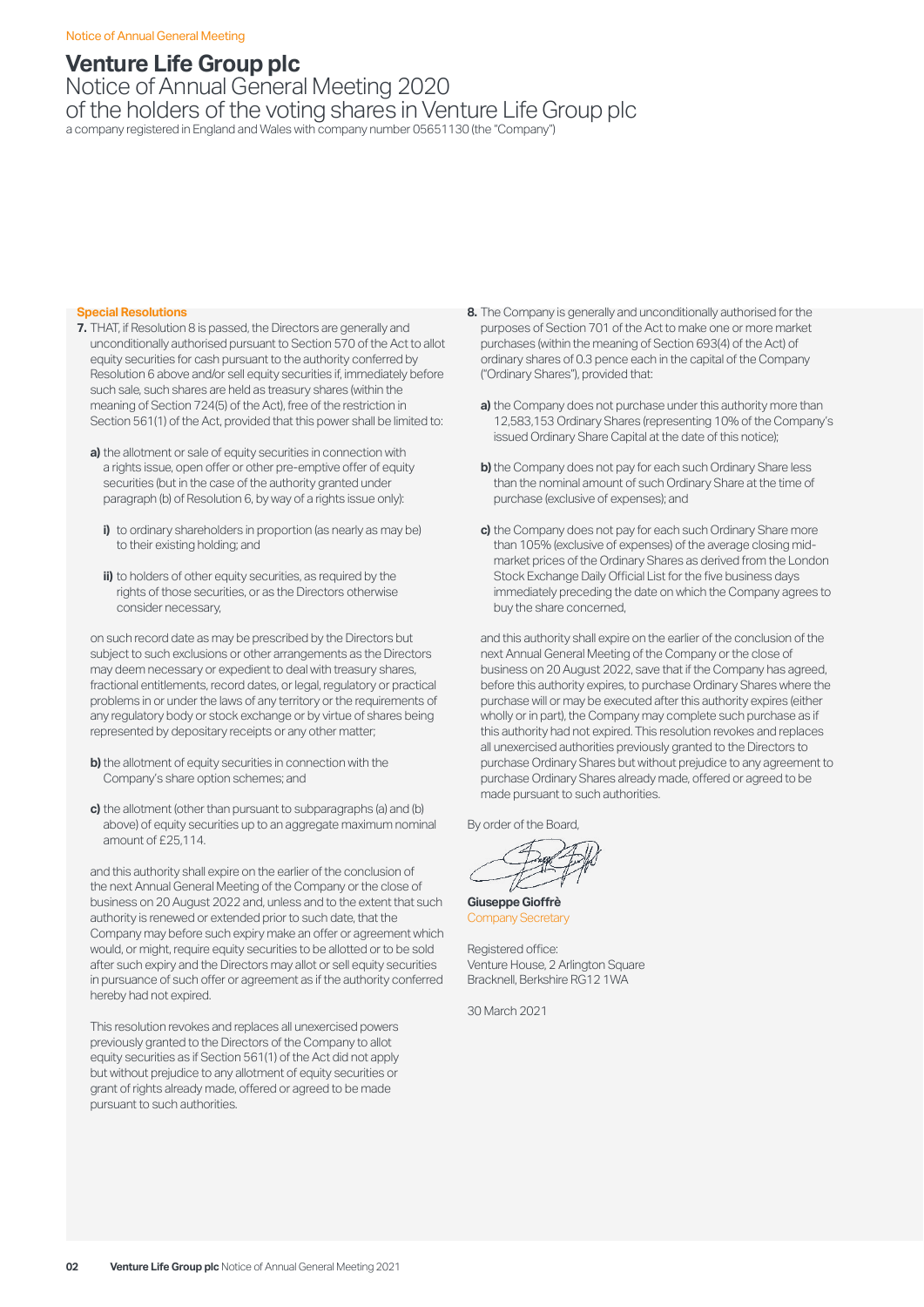# Venture Life Group plc

Notice of Annual General Meeting 2020
of the holders of the voting shares in Venture Life Group plc

a company registered in England and Wales with company number 05651130 (the "Company")

### Special Resolutions

**7.** THAT, if Resolution 8 is passed, the Directors are generally and unconditionally authorised pursuant to Section 570 of the Act to allot equity securities for cash pursuant to the authority conferred by Resolution 6 above and/or sell equity securities if, immediately before such sale, such shares are held as treasury shares (within the meaning of Section 724(5) of the Act), free of the restriction in Section 561(1) of the Act, provided that this power shall be limited to:

**a)** the allotment or sale of equity securities in connection with a rights issue, open offer or other pre-emptive offer of equity securities (but in the case of the authority granted under paragraph (b) of Resolution 6, by way of a rights issue only):

**i)** to ordinary shareholders in proportion (as nearly as may be) to their existing holding; and

**ii)** to holders of other equity securities, as required by the rights of those securities, or as the Directors otherwise consider necessary,

on such record date as may be prescribed by the Directors but subject to such exclusions or other arrangements as the Directors may deem necessary or expedient to deal with treasury shares, fractional entitlements, record dates, or legal, regulatory or practical problems in or under the laws of any territory or the requirements of any regulatory body or stock exchange or by virtue of shares being represented by depositary receipts or any other matter;

**b)** the allotment of equity securities in connection with the Company's share option schemes; and

**c)** the allotment (other than pursuant to subparagraphs (a) and (b) above) of equity securities up to an aggregate maximum nominal amount of £25,114.

and this authority shall expire on the earlier of the conclusion of the next Annual General Meeting of the Company or the close of business on 20 August 2022 and, unless and to the extent that such authority is renewed or extended prior to such date, that the Company may before such expiry make an offer or agreement which would, or might, require equity securities to be allotted or to be sold after such expiry and the Directors may allot or sell equity securities in pursuance of such offer or agreement as if the authority conferred hereby had not expired.

This resolution revokes and replaces all unexercised powers previously granted to the Directors of the Company to allot equity securities as if Section 561(1) of the Act did not apply but without prejudice to any allotment of equity securities or grant of rights already made, offered or agreed to be made pursuant to such authorities.

**8.** The Company is generally and unconditionally authorised for the purposes of Section 701 of the Act to make one or more market purchases (within the meaning of Section 693(4) of the Act) of ordinary shares of 0.3 pence each in the capital of the Company ("Ordinary Shares"), provided that:

**a)** the Company does not purchase under this authority more than 12,583,153 Ordinary Shares (representing 10% of the Company's issued Ordinary Share Capital at the date of this notice);

**b)** the Company does not pay for each such Ordinary Share less than the nominal amount of such Ordinary Share at the time of purchase (exclusive of expenses); and

**c)** the Company does not pay for each such Ordinary Share more than 105% (exclusive of expenses) of the average closing mid-market prices of the Ordinary Shares as derived from the London Stock Exchange Daily Official List for the five business days immediately preceding the date on which the Company agrees to buy the share concerned,

and this authority shall expire on the earlier of the conclusion of the next Annual General Meeting of the Company or the close of business on 20 August 2022, save that if the Company has agreed, before this authority expires, to purchase Ordinary Shares where the purchase will or may be executed after this authority expires (either wholly or in part), the Company may complete such purchase as if this authority had not expired. This resolution revokes and replaces all unexercised authorities previously granted to the Directors to purchase Ordinary Shares but without prejudice to any agreement to purchase Ordinary Shares already made, offered or agreed to be made pursuant to such authorities.

By order of the Board,

**Giuseppe Gioffrè**
Company Secretary

Registered office:
Venture House, 2 Arlington Square
Bracknell, Berkshire RG12 1WA

30 March 2021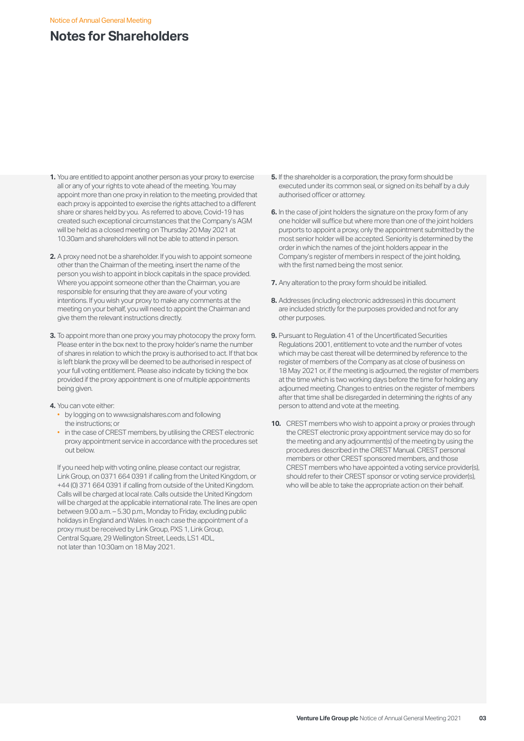Notice of Annual General Meeting

# Notes for Shareholders

1. You are entitled to appoint another person as your proxy to exercise all or any of your rights to vote ahead of the meeting. You may appoint more than one proxy in relation to the meeting, provided that each proxy is appointed to exercise the rights attached to a different share or shares held by you. As referred to above, Covid-19 has created such exceptional circumstances that the Company's AGM will be held as a closed meeting on Thursday 20 May 2021 at 10.30am and shareholders will not be able to attend in person.

2. A proxy need not be a shareholder. If you wish to appoint someone other than the Chairman of the meeting, insert the name of the person you wish to appoint in block capitals in the space provided. Where you appoint someone other than the Chairman, you are responsible for ensuring that they are aware of your voting intentions. If you wish your proxy to make any comments at the meeting on your behalf, you will need to appoint the Chairman and give them the relevant instructions directly.

3. To appoint more than one proxy you may photocopy the proxy form. Please enter in the box next to the proxy holder's name the number of shares in relation to which the proxy is authorised to act. If that box is left blank the proxy will be deemed to be authorised in respect of your full voting entitlement. Please also indicate by ticking the box provided if the proxy appointment is one of multiple appointments being given.

4. You can vote either:
   - by logging on to www.signalshares.com and following the instructions; or
   - in the case of CREST members, by utilising the CREST electronic proxy appointment service in accordance with the procedures set out below.

   If you need help with voting online, please contact our registrar, Link Group, on 0371 664 0391 if calling from the United Kingdom, or +44 (0) 371 664 0391 if calling from outside of the United Kingdom. Calls will be charged at local rate. Calls outside the United Kingdom will be charged at the applicable international rate. The lines are open between 9.00 a.m. – 5.30 p.m., Monday to Friday, excluding public holidays in England and Wales. In each case the appointment of a proxy must be received by Link Group, PXS 1, Link Group, Central Square, 29 Wellington Street, Leeds, LS1 4DL, not later than 10:30am on 18 May 2021.

5. If the shareholder is a corporation, the proxy form should be executed under its common seal, or signed on its behalf by a duly authorised officer or attorney.

6. In the case of joint holders the signature on the proxy form of any one holder will suffice but where more than one of the joint holders purports to appoint a proxy, only the appointment submitted by the most senior holder will be accepted. Seniority is determined by the order in which the names of the joint holders appear in the Company's register of members in respect of the joint holding, with the first named being the most senior.

7. Any alteration to the proxy form should be initialled.

8. Addresses (including electronic addresses) in this document are included strictly for the purposes provided and not for any other purposes.

9. Pursuant to Regulation 41 of the Uncertificated Securities Regulations 2001, entitlement to vote and the number of votes which may be cast thereat will be determined by reference to the register of members of the Company as at close of business on 18 May 2021 or, if the meeting is adjourned, the register of members at the time which is two working days before the time for holding any adjourned meeting. Changes to entries on the register of members after that time shall be disregarded in determining the rights of any person to attend and vote at the meeting.

10. CREST members who wish to appoint a proxy or proxies through the CREST electronic proxy appointment service may do so for the meeting and any adjournment(s) of the meeting by using the procedures described in the CREST Manual. CREST personal members or other CREST sponsored members, and those CREST members who have appointed a voting service provider(s), should refer to their CREST sponsor or voting service provider(s), who will be able to take the appropriate action on their behalf.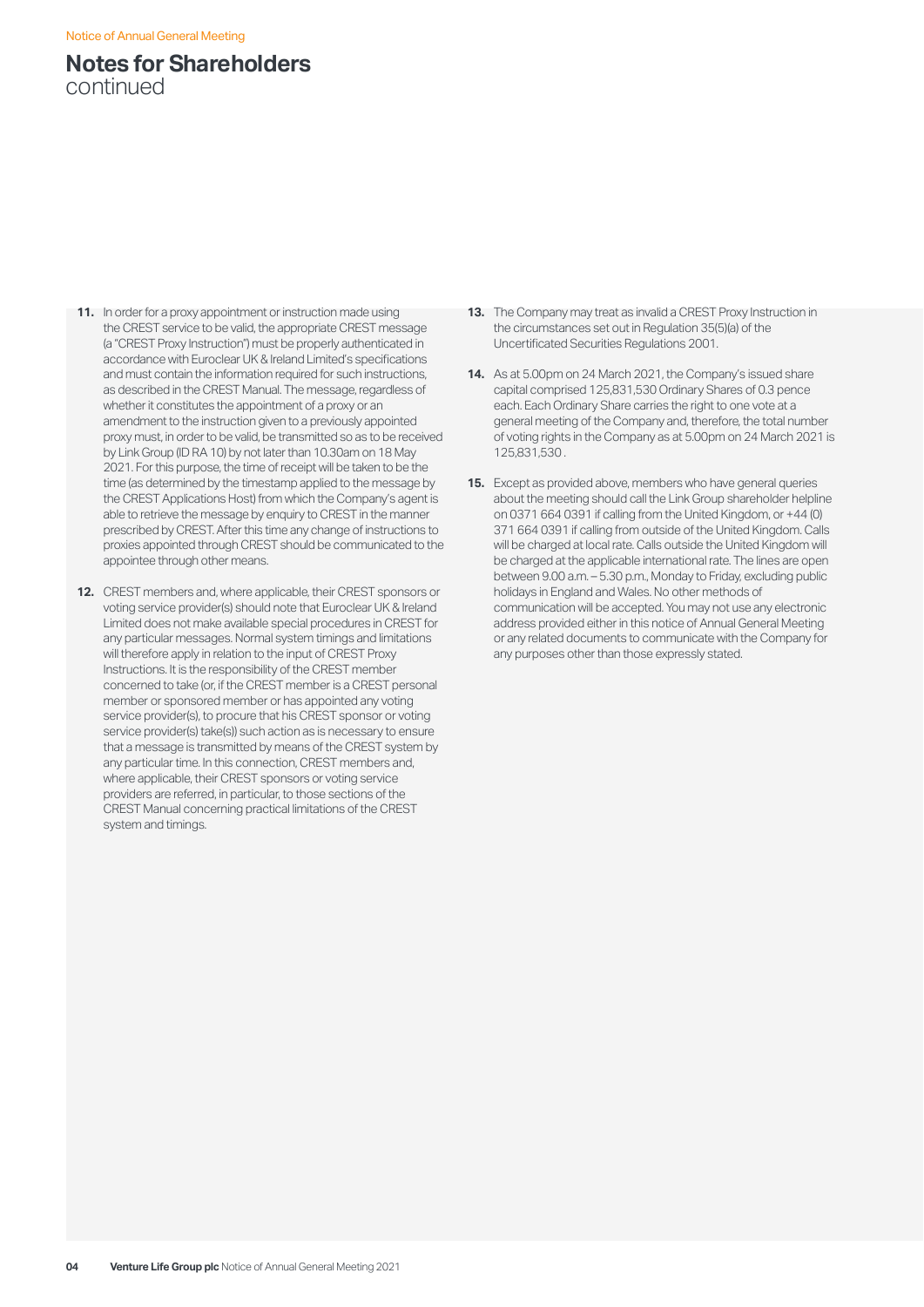## Notes for Shareholders
continued

11. In order for a proxy appointment or instruction made using the CREST service to be valid, the appropriate CREST message (a "CREST Proxy Instruction") must be properly authenticated in accordance with Euroclear UK & Ireland Limited's specifications and must contain the information required for such instructions, as described in the CREST Manual. The message, regardless of whether it constitutes the appointment of a proxy or an amendment to the instruction given to a previously appointed proxy must, in order to be valid, be transmitted so as to be received by Link Group (ID RA 10) by not later than 10.30am on 18 May 2021. For this purpose, the time of receipt will be taken to be the time (as determined by the timestamp applied to the message by the CREST Applications Host) from which the Company's agent is able to retrieve the message by enquiry to CREST in the manner prescribed by CREST. After this time any change of instructions to proxies appointed through CREST should be communicated to the appointee through other means.

12. CREST members and, where applicable, their CREST sponsors or voting service provider(s) should note that Euroclear UK & Ireland Limited does not make available special procedures in CREST for any particular messages. Normal system timings and limitations will therefore apply in relation to the input of CREST Proxy Instructions. It is the responsibility of the CREST member concerned to take (or, if the CREST member is a CREST personal member or sponsored member or has appointed any voting service provider(s), to procure that his CREST sponsor or voting service provider(s) take(s)) such action as is necessary to ensure that a message is transmitted by means of the CREST system by any particular time. In this connection, CREST members and, where applicable, their CREST sponsors or voting service providers are referred, in particular, to those sections of the CREST Manual concerning practical limitations of the CREST system and timings.

13. The Company may treat as invalid a CREST Proxy Instruction in the circumstances set out in Regulation 35(5)(a) of the Uncertificated Securities Regulations 2001.

14. As at 5.00pm on 24 March 2021, the Company's issued share capital comprised 125,831,530 Ordinary Shares of 0.3 pence each. Each Ordinary Share carries the right to one vote at a general meeting of the Company and, therefore, the total number of voting rights in the Company as at 5.00pm on 24 March 2021 is 125,831,530 .

15. Except as provided above, members who have general queries about the meeting should call the Link Group shareholder helpline on 0371 664 0391 if calling from the United Kingdom, or +44 (0) 371 664 0391 if calling from outside of the United Kingdom. Calls will be charged at local rate. Calls outside the United Kingdom will be charged at the applicable international rate. The lines are open between 9.00 a.m. – 5.30 p.m., Monday to Friday, excluding public holidays in England and Wales. No other methods of communication will be accepted. You may not use any electronic address provided either in this notice of Annual General Meeting or any related documents to communicate with the Company for any purposes other than those expressly stated.